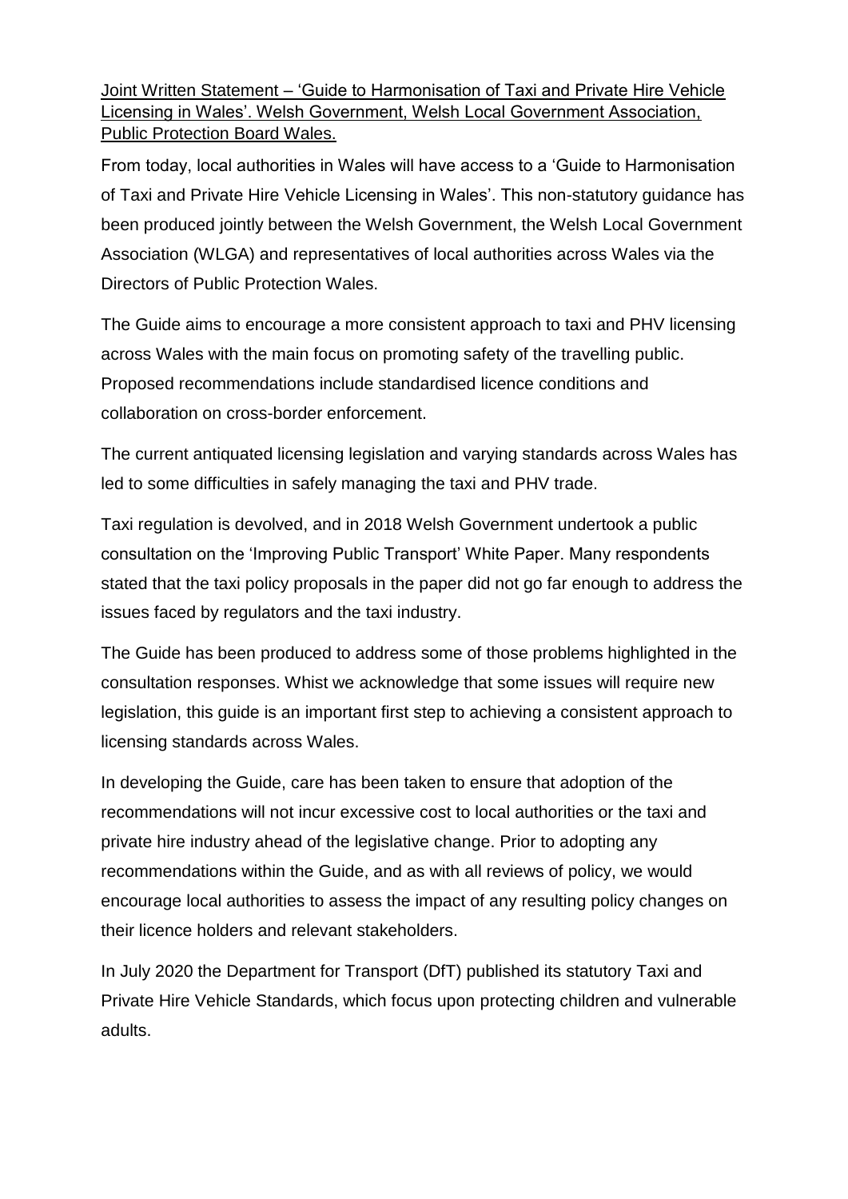Joint Written Statement – 'Guide to Harmonisation of Taxi and Private Hire Vehicle Licensing in Wales'. Welsh Government, Welsh Local Government Association, Public Protection Board Wales.

From today, local authorities in Wales will have access to a 'Guide to Harmonisation of Taxi and Private Hire Vehicle Licensing in Wales'. This non-statutory guidance has been produced jointly between the Welsh Government, the Welsh Local Government Association (WLGA) and representatives of local authorities across Wales via the Directors of Public Protection Wales.

The Guide aims to encourage a more consistent approach to taxi and PHV licensing across Wales with the main focus on promoting safety of the travelling public. Proposed recommendations include standardised licence conditions and collaboration on cross-border enforcement.

The current antiquated licensing legislation and varying standards across Wales has led to some difficulties in safely managing the taxi and PHV trade.

Taxi regulation is devolved, and in 2018 Welsh Government undertook a public consultation on the 'Improving Public Transport' White Paper. Many respondents stated that the taxi policy proposals in the paper did not go far enough to address the issues faced by regulators and the taxi industry.

The Guide has been produced to address some of those problems highlighted in the consultation responses. Whist we acknowledge that some issues will require new legislation, this guide is an important first step to achieving a consistent approach to licensing standards across Wales.

In developing the Guide, care has been taken to ensure that adoption of the recommendations will not incur excessive cost to local authorities or the taxi and private hire industry ahead of the legislative change. Prior to adopting any recommendations within the Guide, and as with all reviews of policy, we would encourage local authorities to assess the impact of any resulting policy changes on their licence holders and relevant stakeholders.

In July 2020 the Department for Transport (DfT) published its statutory Taxi and Private Hire Vehicle Standards, which focus upon protecting children and vulnerable adults.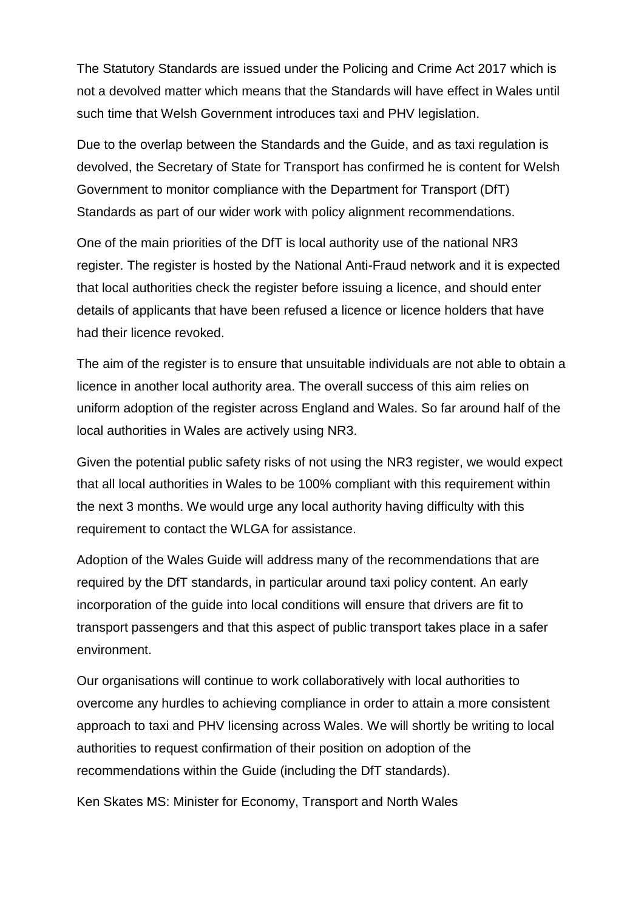The Statutory Standards are issued under the Policing and Crime Act 2017 which is not a devolved matter which means that the Standards will have effect in Wales until such time that Welsh Government introduces taxi and PHV legislation.

Due to the overlap between the Standards and the Guide, and as taxi regulation is devolved, the Secretary of State for Transport has confirmed he is content for Welsh Government to monitor compliance with the Department for Transport (DfT) Standards as part of our wider work with policy alignment recommendations.

One of the main priorities of the DfT is local authority use of the national NR3 register. The register is hosted by the National Anti-Fraud network and it is expected that local authorities check the register before issuing a licence, and should enter details of applicants that have been refused a licence or licence holders that have had their licence revoked.

The aim of the register is to ensure that unsuitable individuals are not able to obtain a licence in another local authority area. The overall success of this aim relies on uniform adoption of the register across England and Wales. So far around half of the local authorities in Wales are actively using NR3.

Given the potential public safety risks of not using the NR3 register, we would expect that all local authorities in Wales to be 100% compliant with this requirement within the next 3 months. We would urge any local authority having difficulty with this requirement to contact the WLGA for assistance.

Adoption of the Wales Guide will address many of the recommendations that are required by the DfT standards, in particular around taxi policy content. An early incorporation of the guide into local conditions will ensure that drivers are fit to transport passengers and that this aspect of public transport takes place in a safer environment.

Our organisations will continue to work collaboratively with local authorities to overcome any hurdles to achieving compliance in order to attain a more consistent approach to taxi and PHV licensing across Wales. We will shortly be writing to local authorities to request confirmation of their position on adoption of the recommendations within the Guide (including the DfT standards).

Ken Skates MS: Minister for Economy, Transport and North Wales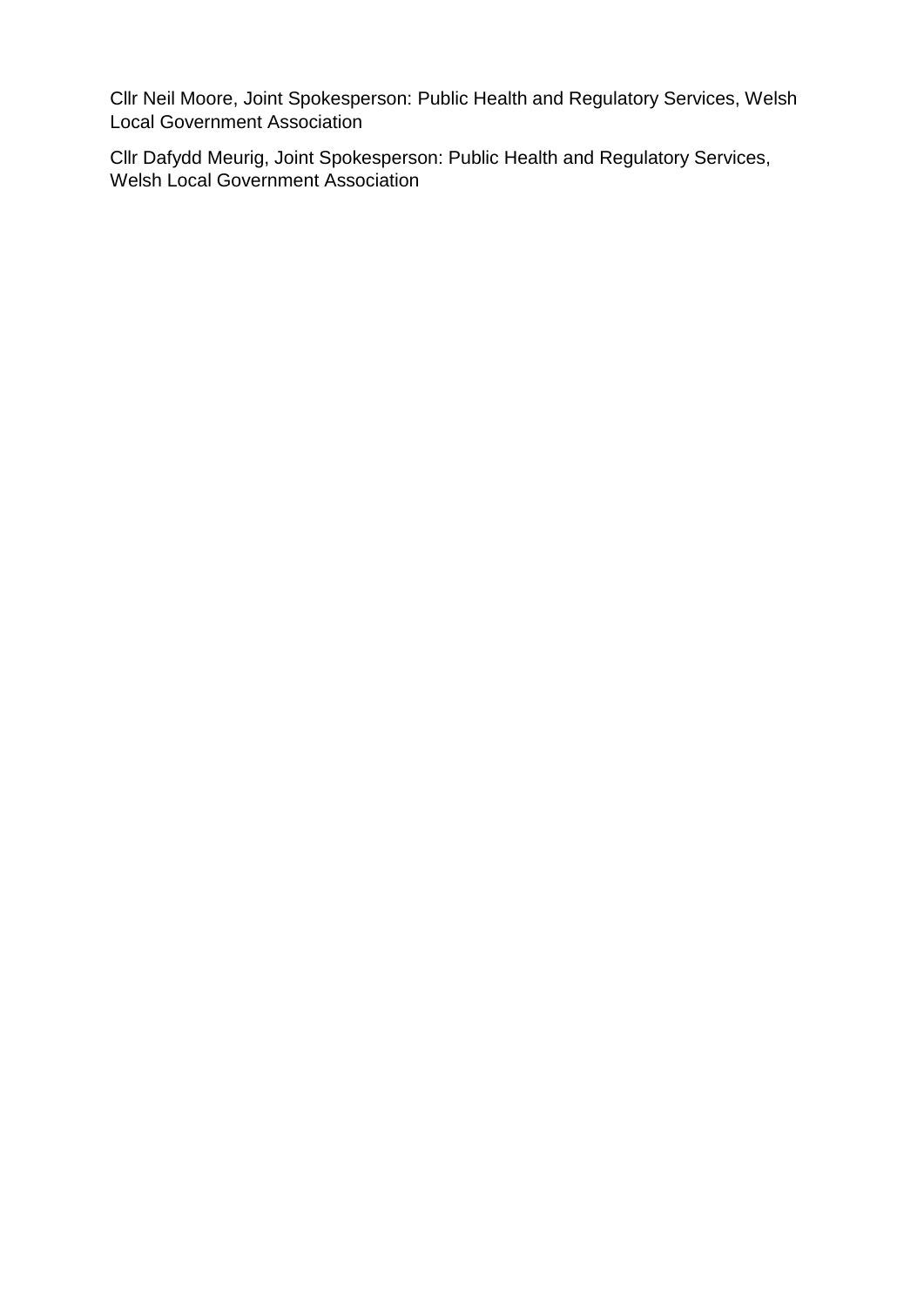Cllr Neil Moore, Joint Spokesperson: Public Health and Regulatory Services, Welsh Local Government Association

Cllr Dafydd Meurig, Joint Spokesperson: Public Health and Regulatory Services, Welsh Local Government Association